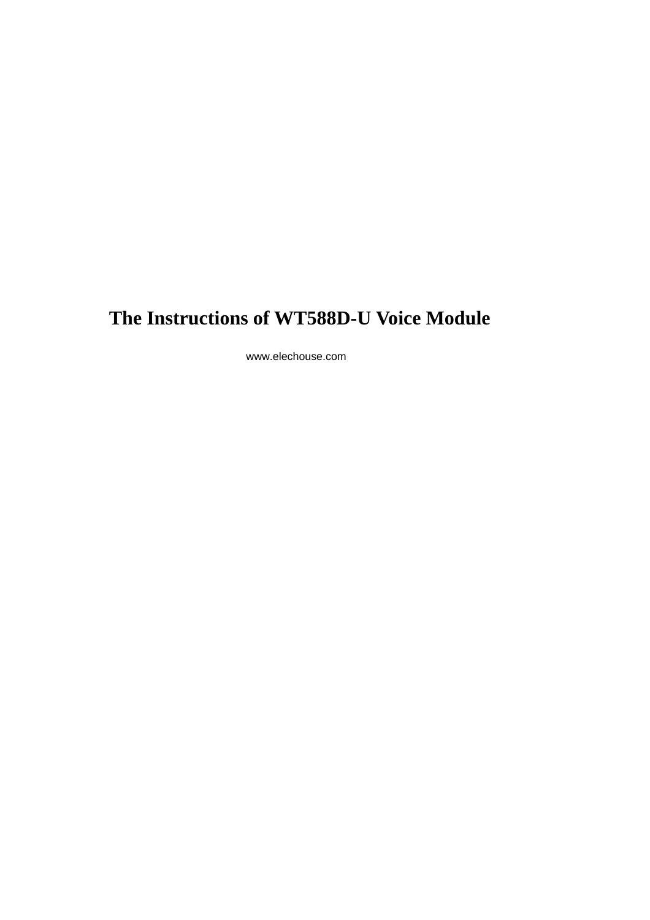# The Instructions of WT588D-U Voice Module

www.elechouse.com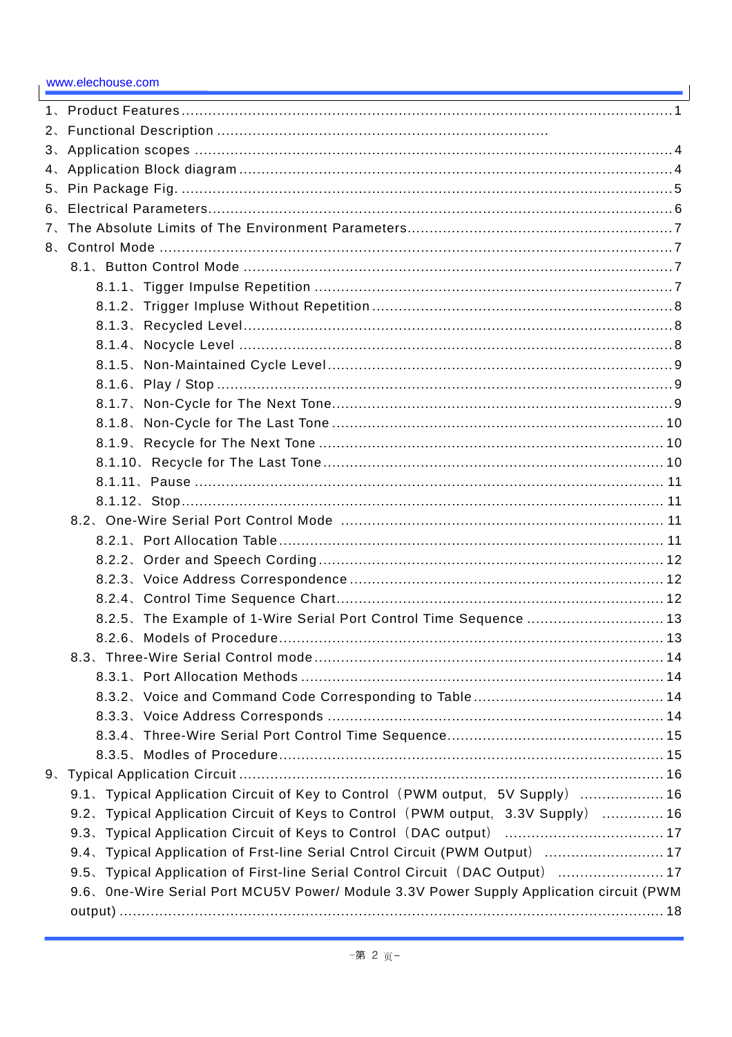1、Product Features ........................................................................................................ 1

2、Functional Description ...............................................................................

3、Application scopes ........................................................................................................ 4

4、Application Block diagram .......................................................................................... 4

5、Pin Package Fig. .......................................................................................................... 5

6、Electrical Parameters..................................................................................................... 6

7、The Absolute Limits of The Environment Parameters.................................................. 7

8、Control Mode ................................................................................................................ 7

8.1、Button Control Mode .................................................................................................. 7

8.1.1、Tigger Impulse Repetition ........................................................................................ 7

8.1.2、Trigger Impluse Without Repetition .......................................................................... 8

8.1.3、Recycled Level........................................................................................................ 8

8.1.4、Nocycle Level ......................................................................................................... 8

8.1.5、Non-Maintained Cycle Level..................................................................................... 9

8.1.6、Play / Stop .............................................................................................................. 9

8.1.7、Non-Cycle for The Next Tone.................................................................................... 9

8.1.8、Non-Cycle for The Last Tone .................................................................................. 10

8.1.9、Recycle for The Next Tone ..................................................................................... 10

8.1.10、Recycle for The Last Tone.................................................................................... 10

8.1.11、Pause ................................................................................................................. 11

8.1.12、Stop.................................................................................................................... 11

8.2、One-Wire Serial Port Control Mode ........................................................................ 11

8.2.1、Port Allocation Table ............................................................................................. 11

8.2.2、Order and Speech Cording ..................................................................................... 12

8.2.3、Voice Address Correspondence ............................................................................. 12

8.2.4、Control Time Sequence Chart................................................................................. 12

8.2.5、The Example of 1-Wire Serial Port Control Time Sequence ...................................... 13

8.2.6、Models of Procedure.............................................................................................. 13

8.3、Three-Wire Serial Control mode .............................................................................. 14

8.3.1、Port Allocation Methods ......................................................................................... 14

8.3.2、Voice and Command Code Corresponding to Table ................................................. 14

8.3.3、Voice Address Corresponds ................................................................................... 14

8.3.4、Three-Wire Serial Port Control Time Sequence........................................................ 15

8.3.5、Modles of Procedure.............................................................................................. 15

9、Typical Application Circuit ............................................................................................ 16

9.1、Typical Application Circuit of Key to Control（PWM output, 5V Supply） ................... 16

9.2、Typical Application Circuit of Keys to Control（PWM output, 3.3V Supply） .............. 16

9.3、Typical Application Circuit of Keys to Control（DAC output） .................................... 17

9.4、Typical Application of Frst-line Serial Cntrol Circuit (PWM Output) ........................... 17

9.5、Typical Application of First-line Serial Control Circuit（DAC Output） ........................ 17

9.6、One-Wire Serial Port MCU5V Power/ Module 3.3V Power Supply Application circuit (PWM output) ........................................................................................................................ 18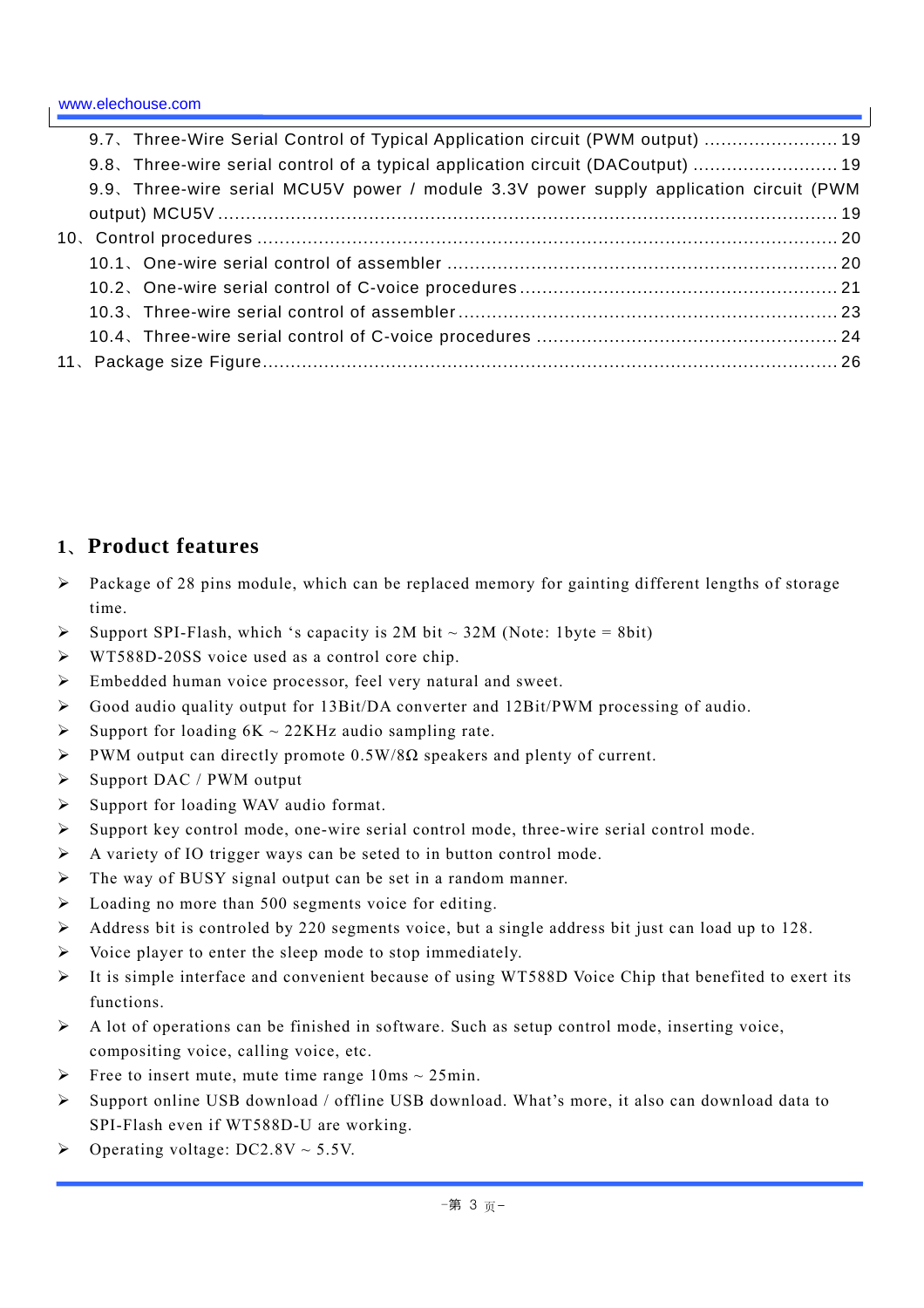9.7、Three-Wire Serial Control of Typical Application circuit (PWM output) ........................ 19
9.8、Three-wire serial control of a typical application circuit (DACoutput) .......................... 19
9.9、Three-wire serial MCU5V power / module 3.3V power supply application circuit (PWM output) MCU5V ................................................................................................................ 19
10、Control procedures ........................................................................................................ 20
10.1、One-wire serial control of assembler ..................................................................... 20
10.2、One-wire serial control of C-voice procedures ......................................................... 21
10.3、Three-wire serial control of assembler ................................................................... 23
10.4、Three-wire serial control of C-voice procedures ..................................................... 24
11、Package size Figure ....................................................................................................... 26

# 1、Product features

- Package of 28 pins module, which can be replaced memory for gainting different lengths of storage time.
- Support SPI-Flash, which 's capacity is 2M bit ~ 32M (Note: 1byte = 8bit)
- WT588D-20SS voice used as a control core chip.
- Embedded human voice processor, feel very natural and sweet.
- Good audio quality output for 13Bit/DA converter and 12Bit/PWM processing of audio.
- Support for loading 6K ~ 22KHz audio sampling rate.
- PWM output can directly promote 0.5W/8Ω speakers and plenty of current.
- Support DAC / PWM output
- Support for loading WAV audio format.
- Support key control mode, one-wire serial control mode, three-wire serial control mode.
- A variety of IO trigger ways can be seted to in button control mode.
- The way of BUSY signal output can be set in a random manner.
- Loading no more than 500 segments voice for editing.
- Address bit is controled by 220 segments voice, but a single address bit just can load up to 128.
- Voice player to enter the sleep mode to stop immediately.
- It is simple interface and convenient because of using WT588D Voice Chip that benefited to exert its functions.
- A lot of operations can be finished in software. Such as setup control mode, inserting voice, compositing voice, calling voice, etc.
- Free to insert mute, mute time range 10ms ~ 25min.
- Support online USB download / offline USB download. What's more, it also can download data to SPI-Flash even if WT588D-U are working.
- Operating voltage: DC2.8V ~ 5.5V.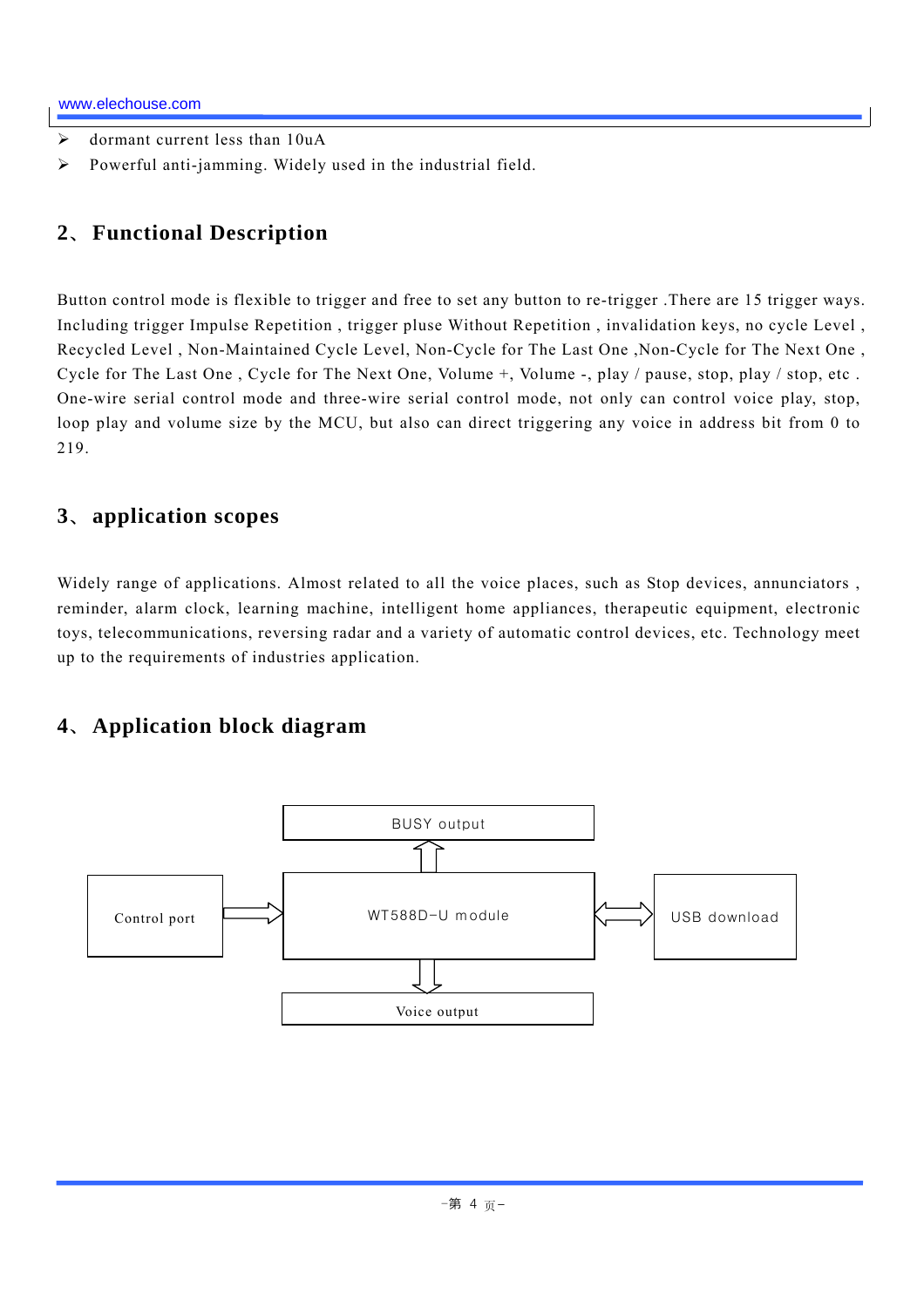- dormant current less than 10uA
- Powerful anti-jamming. Widely used in the industrial field.

## 2、Functional Description

Button control mode is flexible to trigger and free to set any button to re-trigger .There are 15 trigger ways. Including trigger Impulse Repetition , trigger pluse Without Repetition , invalidation keys, no cycle Level , Recycled Level , Non-Maintained Cycle Level, Non-Cycle for The Last One ,Non-Cycle for The Next One , Cycle for The Last One , Cycle for The Next One, Volume +, Volume -, play / pause, stop, play / stop, etc . One-wire serial control mode and three-wire serial control mode, not only can control voice play, stop, loop play and volume size by the MCU, but also can direct triggering any voice in address bit from 0 to 219.

## 3、application scopes

Widely range of applications. Almost related to all the voice places, such as Stop devices, annunciators , reminder, alarm clock, learning machine, intelligent home appliances, therapeutic equipment, electronic toys, telecommunications, reversing radar and a variety of automatic control devices, etc. Technology meet up to the requirements of industries application.

## 4、Application block diagram

BUSY output

Control port

WT588D-U module

USB download

Voice output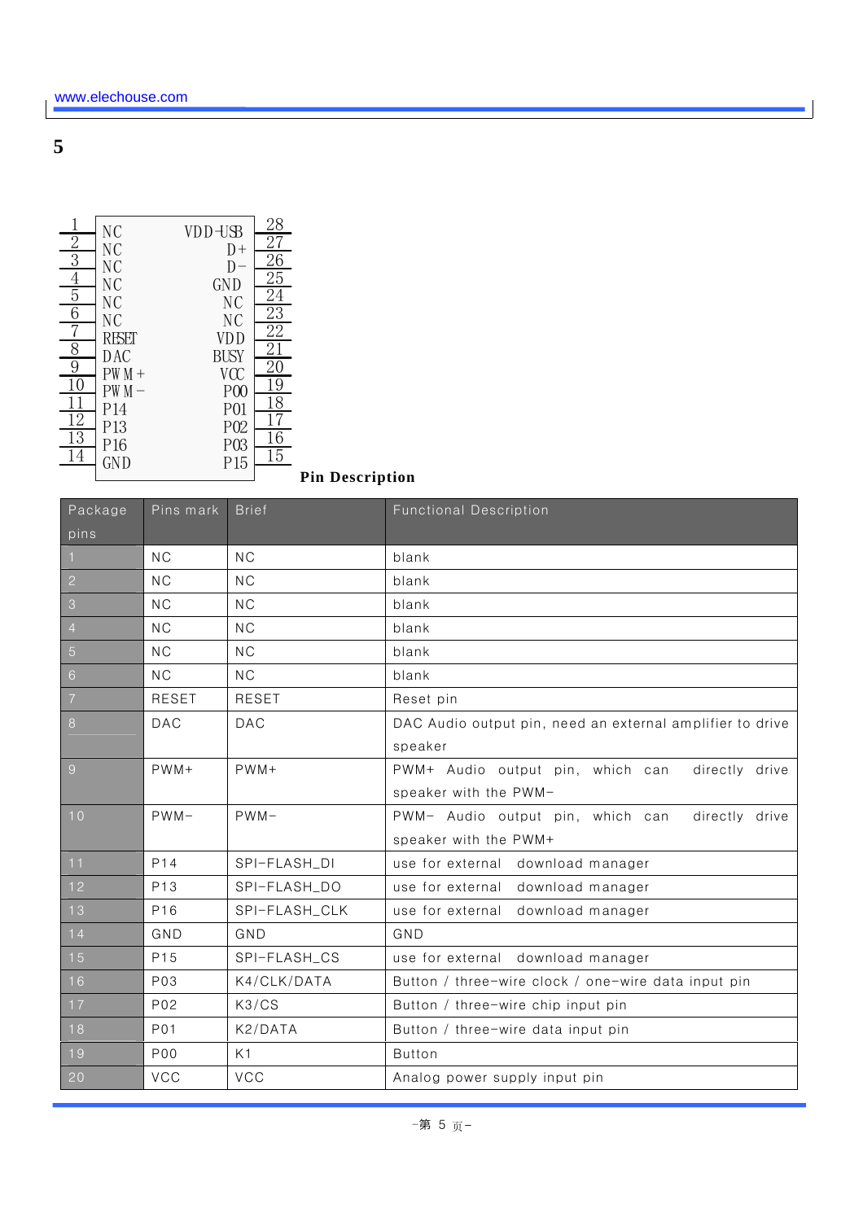**5**

| Pin | Name | Name | Pin |
|---|---|---|---|
| 1 | NC | VDD-USB | 28 |
| 2 | NC | D+ | 27 |
| 3 | NC | D− | 26 |
| 4 | NC | GND | 25 |
| 5 | NC | NC | 24 |
| 6 | NC | NC | 23 |
| 7 | RESET | VDD | 22 |
| 8 | DAC | BUSY | 21 |
| 9 | PWM+ | VCC | 20 |
| 10 | PWM− | P00 | 19 |
| 11 | P14 | P01 | 18 |
| 12 | P13 | P02 | 17 |
| 13 | P16 | P03 | 16 |
| 14 | GND | P15 | 15 |

**Pin Description**

| Package pins | Pins mark | Brief | Functional Description |
|---|---|---|---|
| 1 | NC | NC | blank |
| 2 | NC | NC | blank |
| 3 | NC | NC | blank |
| 4 | NC | NC | blank |
| 5 | NC | NC | blank |
| 6 | NC | NC | blank |
| 7 | RESET | RESET | Reset pin |
| 8 | DAC | DAC | DAC Audio output pin, need an external amplifier to drive speaker |
| 9 | PWM+ | PWM+ | PWM+ Audio output pin, which can directly drive speaker with the PWM− |
| 10 | PWM− | PWM− | PWM− Audio output pin, which can directly drive speaker with the PWM+ |
| 11 | P14 | SPI-FLASH_DI | use for external download manager |
| 12 | P13 | SPI-FLASH_DO | use for external download manager |
| 13 | P16 | SPI-FLASH_CLK | use for external download manager |
| 14 | GND | GND | GND |
| 15 | P15 | SPI-FLASH_CS | use for external download manager |
| 16 | P03 | K4/CLK/DATA | Button / three-wire clock / one-wire data input pin |
| 17 | P02 | K3/CS | Button / three-wire chip input pin |
| 18 | P01 | K2/DATA | Button / three-wire data input pin |
| 19 | P00 | K1 | Button |
| 20 | VCC | VCC | Analog power supply input pin |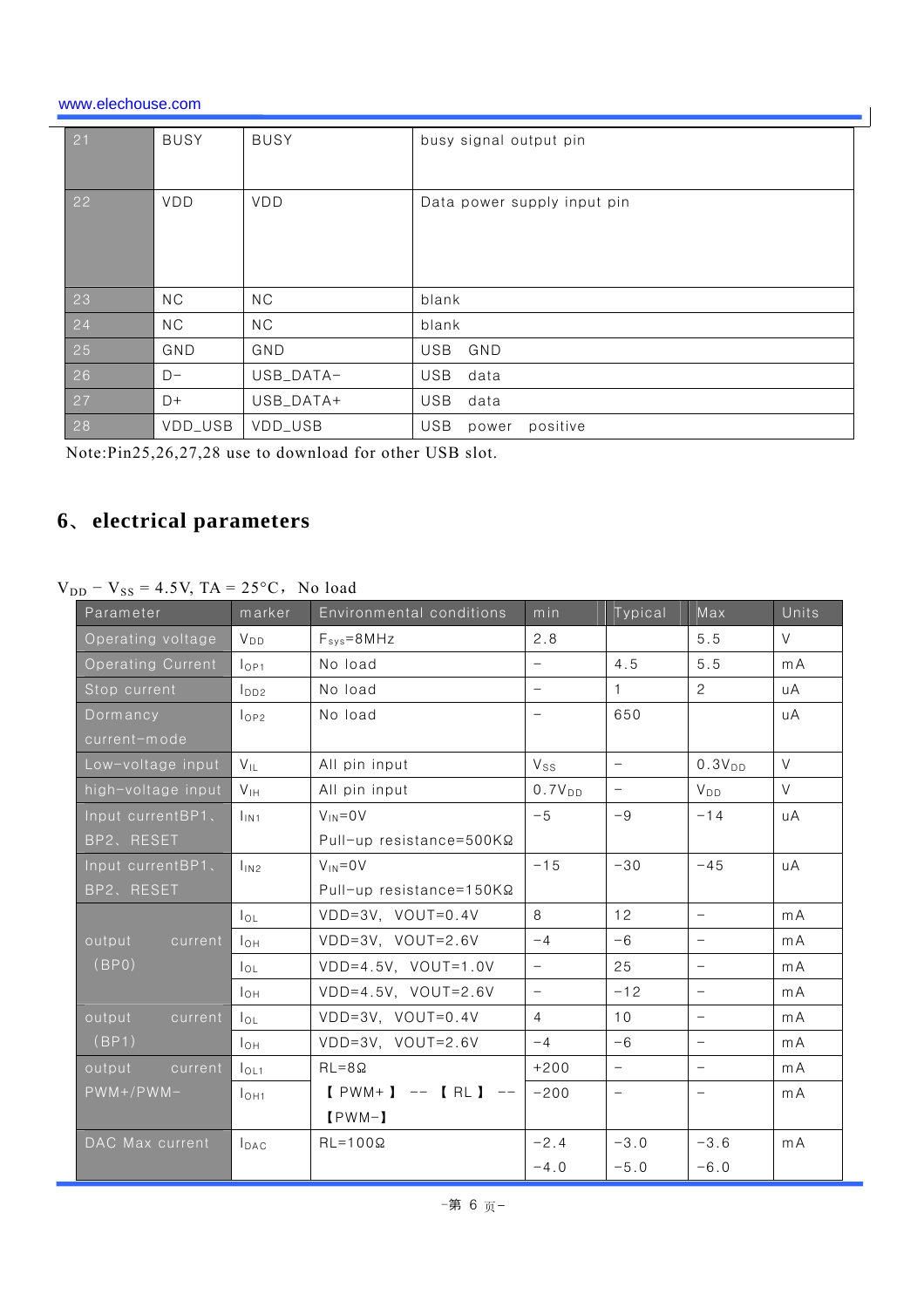| | | | |
|---|---|---|---|
| 21 | BUSY | BUSY | busy signal output pin |
| 22 | VDD | VDD | Data power supply input pin |
| 23 | NC | NC | blank |
| 24 | NC | NC | blank |
| 25 | GND | GND | USB GND |
| 26 | D- | USB_DATA- | USB data |
| 27 | D+ | USB_DATA+ | USB data |
| 28 | VDD_USB | VDD_USB | USB power positive |

Note:Pin25,26,27,28 use to download for other USB slot.

## 6、 electrical parameters

$V_{DD} - V_{SS} = 4.5V$, TA = 25°C，No load

| Parameter | marker | Environmental conditions | min | Typical | Max | Units |
|---|---|---|---|---|---|---|
| Operating voltage | $V_{DD}$ | $F_{sys}$=8MHz | 2.8 | | 5.5 | V |
| Operating Current | $I_{OP1}$ | No load | – | 4.5 | 5.5 | mA |
| Stop current | $I_{DD2}$ | No load | – | 1 | 2 | uA |
| Dormancy current-mode | $I_{OP2}$ | No load | – | 650 | | uA |
| Low-voltage input | $V_{IL}$ | All pin input | $V_{SS}$ | – | $0.3V_{DD}$ | V |
| high-voltage input | $V_{IH}$ | All pin input | $0.7V_{DD}$ | – | $V_{DD}$ | V |
| Input currentBP1、BP2、RESET | $I_{IN1}$ | $V_{IN}$=0V Pull-up resistance=500KΩ | -5 | -9 | -14 | uA |
| Input currentBP1、BP2、RESET | $I_{IN2}$ | $V_{IN}$=0V Pull-up resistance=150KΩ | -15 | -30 | -45 | uA |
| output current (BP0) | $I_{OL}$ | VDD=3V, VOUT=0.4V | 8 | 12 | – | mA |
| | $I_{OH}$ | VDD=3V, VOUT=2.6V | -4 | -6 | – | mA |
| | $I_{OL}$ | VDD=4.5V, VOUT=1.0V | – | 25 | – | mA |
| | $I_{OH}$ | VDD=4.5V, VOUT=2.6V | – | -12 | – | mA |
| output current (BP1) | $I_{OL}$ | VDD=3V, VOUT=0.4V | 4 | 10 | – | mA |
| | $I_{OH}$ | VDD=3V, VOUT=2.6V | -4 | -6 | – | mA |
| output current PWM+/PWM- | $I_{OL1}$ | RL=8Ω | +200 | – | – | mA |
| | $I_{OH1}$ | 【PWM+】 -- 【RL】 -- 【PWM-】 | -200 | – | – | mA |
| DAC Max current | $I_{DAC}$ | RL=100Ω | -2.4 -4.0 | -3.0 -5.0 | -3.6 -6.0 | mA |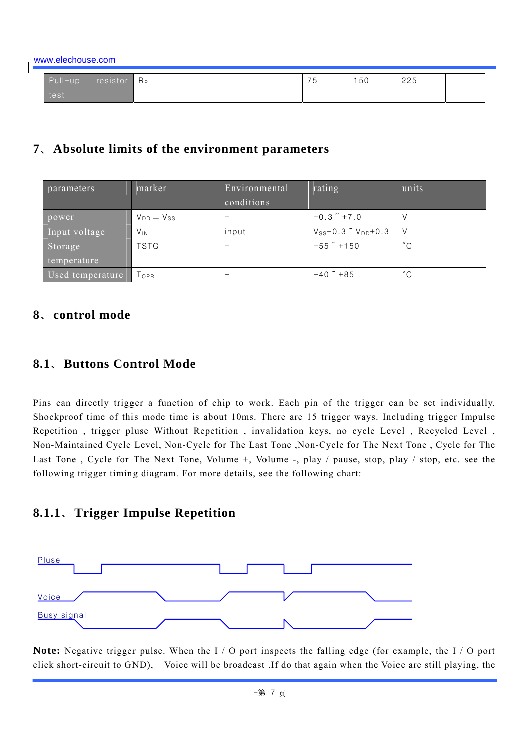| | | | | | | |
|---|---|---|---|---|---|---|
| Pull-up resistor test | $R_{PL}$ | | 75 | 150 | 225 | |

## 7、Absolute limits of the environment parameters

| parameters | marker | Environmental conditions | rating | units |
|---|---|---|---|---|
| power | $V_{DD} - V_{SS}$ | – | -0.3 ~ +7.0 | V |
| Input voltage | $V_{IN}$ | input | $V_{SS}$-0.3 ~ $V_{DD}$+0.3 | V |
| Storage temperature | TSTG | – | -55 ~ +150 | °C |
| Used temperature | $T_{OPR}$ | – | -40 ~ +85 | °C |

## 8、control mode

### 8.1、Buttons Control Mode

Pins can directly trigger a function of chip to work. Each pin of the trigger can be set individually. Shockproof time of this mode time is about 10ms. There are 15 trigger ways. Including trigger Impulse Repetition , trigger pluse Without Repetition , invalidation keys, no cycle Level , Recycled Level , Non-Maintained Cycle Level, Non-Cycle for The Last Tone ,Non-Cycle for The Next Tone , Cycle for The Last Tone , Cycle for The Next Tone, Volume +, Volume -, play / pause, stop, play / stop, etc. see the following trigger timing diagram. For more details, see the following chart:

#### 8.1.1、Trigger Impulse Repetition

Pluse

Voice

Busy signal

**Note:** Negative trigger pulse. When the I / O port inspects the falling edge (for example, the I / O port click short-circuit to GND), Voice will be broadcast .If do that again when the Voice are still playing, the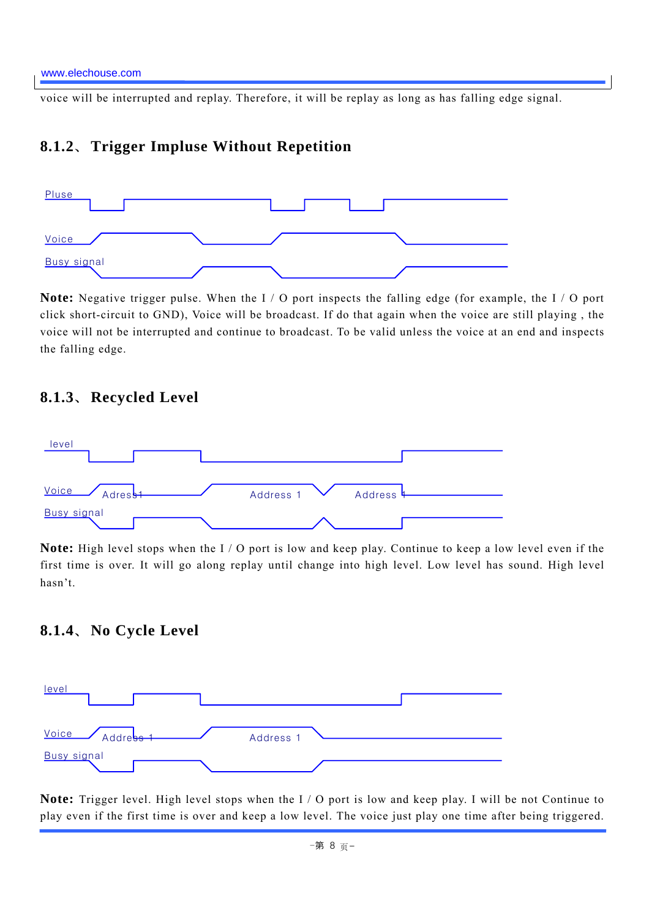voice will be interrupted and replay. Therefore, it will be replay as long as has falling edge signal.

### 8.1.2、Trigger Impluse Without Repetition

Pluse

Voice

Busy signal

**Note:** Negative trigger pulse. When the I / O port inspects the falling edge (for example, the I / O port click short-circuit to GND), Voice will be broadcast. If do that again when the voice are still playing , the voice will not be interrupted and continue to broadcast. To be valid unless the voice at an end and inspects the falling edge.

### 8.1.3、Recycled Level

level

Voice

Adress1

Address 1

Address 1

Busy signal

**Note:** High level stops when the I / O port is low and keep play. Continue to keep a low level even if the first time is over. It will go along replay until change into high level. Low level has sound. High level hasn't.

### 8.1.4、No Cycle Level

level

Voice

Address 1

Address 1

Busy signal

**Note:** Trigger level. High level stops when the I / O port is low and keep play. I will be not Continue to play even if the first time is over and keep a low level. The voice just play one time after being triggered.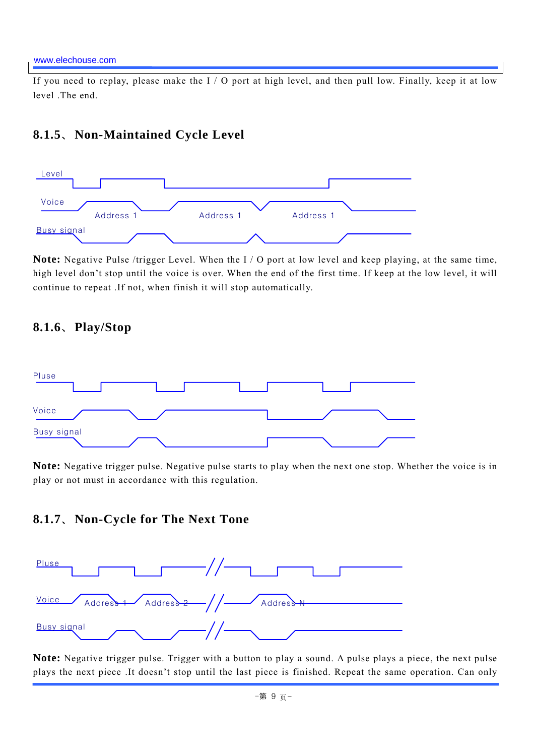If you need to replay, please make the I / O port at high level, and then pull low. Finally, keep it at low level .The end.

### 8.1.5、 Non-Maintained Cycle Level

Level

Voice

Address 1

Address 1

Address 1

Busy signal

**Note:** Negative Pulse /trigger Level. When the I / O port at low level and keep playing, at the same time, high level don't stop until the voice is over. When the end of the first time. If keep at the low level, it will continue to repeat .If not, when finish it will stop automatically.

### 8.1.6、 Play/Stop

Pluse

Voice

Busy signal

**Note:** Negative trigger pulse. Negative pulse starts to play when the next one stop. Whether the voice is in play or not must in accordance with this regulation.

### 8.1.7、 Non-Cycle for The Next Tone

Pluse

Voice

Address 1

Address 2

Address N

Busy signal

**Note:** Negative trigger pulse. Trigger with a button to play a sound. A pulse plays a piece, the next pulse plays the next piece .It doesn't stop until the last piece is finished. Repeat the same operation. Can only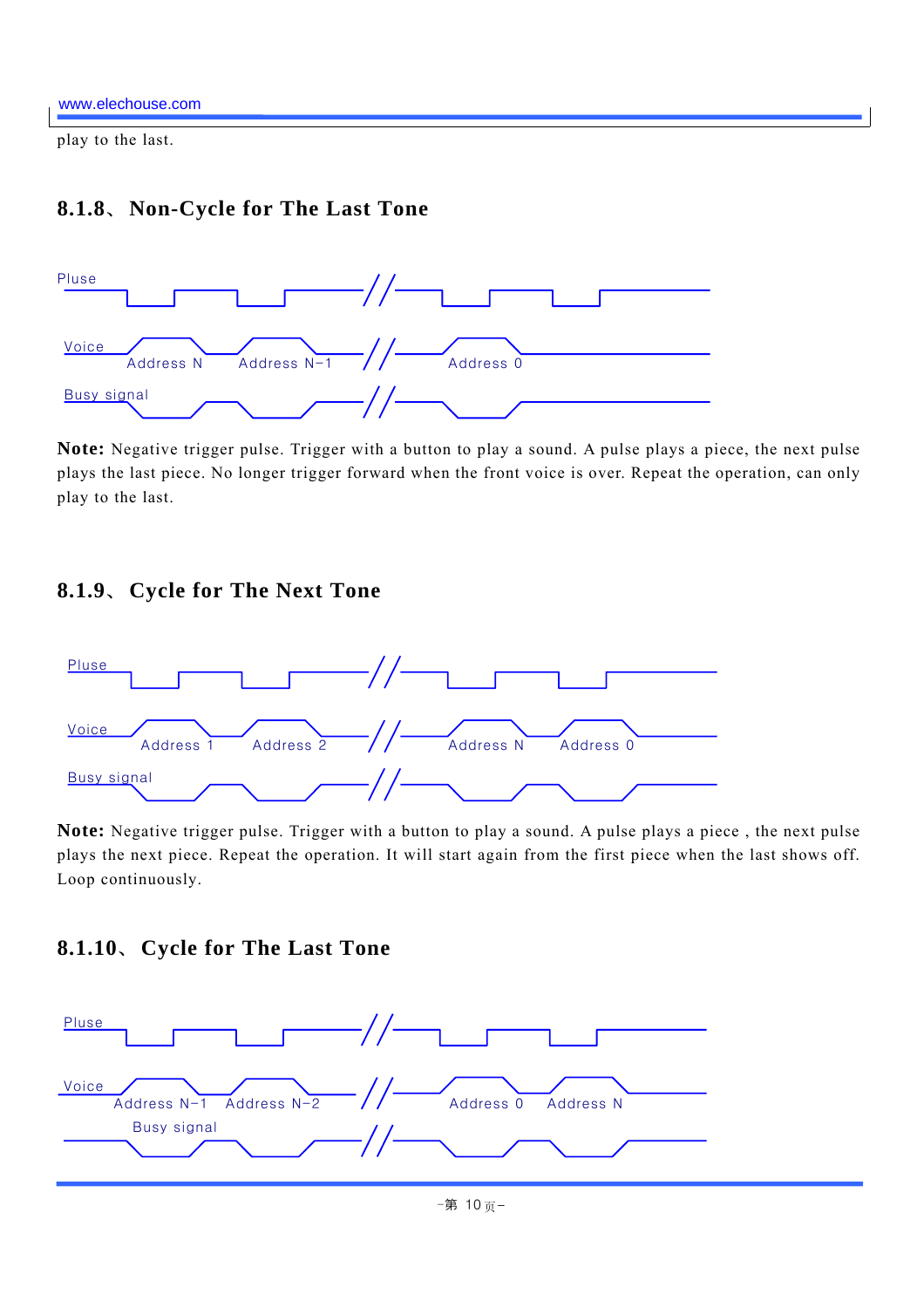play to the last.

### 8.1.8、 Non-Cycle for The Last Tone

Pluse

Voice

Address N

Address N−1

Address 0

Busy signal

**Note:** Negative trigger pulse. Trigger with a button to play a sound. A pulse plays a piece, the next pulse plays the last piece. No longer trigger forward when the front voice is over. Repeat the operation, can only play to the last.

### 8.1.9、 Cycle for The Next Tone

Pluse

Voice

Address 1

Address 2

Address N

Address 0

Busy signal

**Note:** Negative trigger pulse. Trigger with a button to play a sound. A pulse plays a piece , the next pulse plays the next piece. Repeat the operation. It will start again from the first piece when the last shows off. Loop continuously.

### 8.1.10、 Cycle for The Last Tone

Pluse

Voice

Address N−1

Address N−2

Address 0

Address N

Busy signal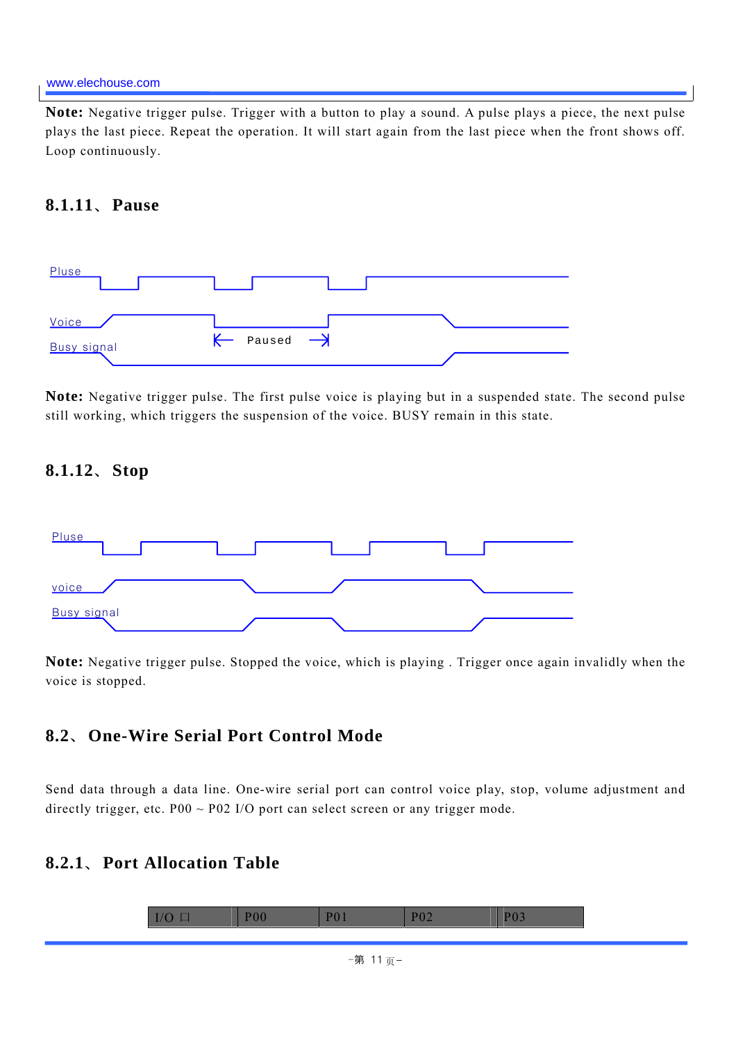**Note:** Negative trigger pulse. Trigger with a button to play a sound. A pulse plays a piece, the next pulse plays the last piece. Repeat the operation. It will start again from the last piece when the front shows off. Loop continuously.

### 8.1.11、 Pause

Pluse

Voice

Busy signal

Paused

**Note:** Negative trigger pulse. The first pulse voice is playing but in a suspended state. The second pulse still working, which triggers the suspension of the voice. BUSY remain in this state.

### 8.1.12、 Stop

Pluse

voice

Busy signal

**Note:** Negative trigger pulse. Stopped the voice, which is playing . Trigger once again invalidly when the voice is stopped.

## 8.2、 One-Wire Serial Port Control Mode

Send data through a data line. One-wire serial port can control voice play, stop, volume adjustment and directly trigger, etc. P00 ~ P02 I/O port can select screen or any trigger mode.

### 8.2.1、 Port Allocation Table

| I/O 口 | P00 | P01 | P02 | P03 |
|---|---|---|---|---|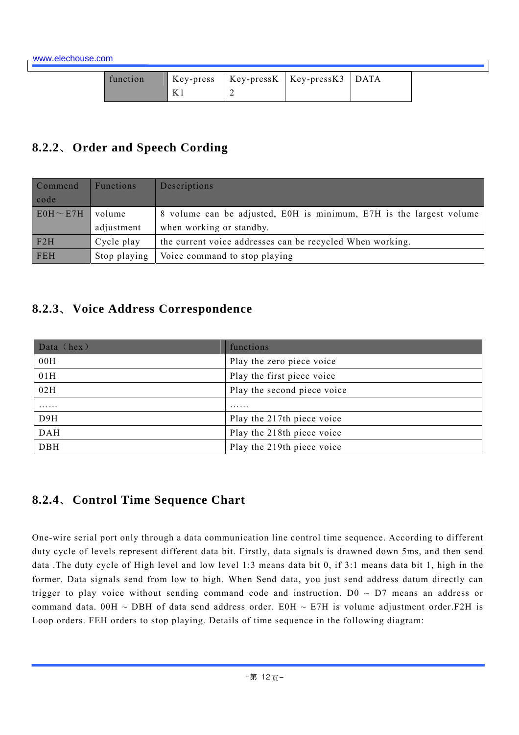| function | Key-press K1 | Key-pressK 2 | Key-pressK3 | DATA |
|---|---|---|---|---|

### 8.2.2、 Order and Speech Cording

| Commend code | Functions | Descriptions |
|---|---|---|
| E0H～E7H | volume adjustment | 8 volume can be adjusted, E0H is minimum, E7H is the largest volume when working or standby. |
| F2H | Cycle play | the current voice addresses can be recycled When working. |
| FEH | Stop playing | Voice command to stop playing |

### 8.2.3、 Voice Address Correspondence

| Data（hex） | functions |
|---|---|
| 00H | Play the zero piece voice |
| 01H | Play the first piece voice |
| 02H | Play the second piece voice |
| …… | …… |
| D9H | Play the 217th piece voice |
| DAH | Play the 218th piece voice |
| DBH | Play the 219th piece voice |

### 8.2.4、 Control Time Sequence Chart

One-wire serial port only through a data communication line control time sequence. According to different duty cycle of levels represent different data bit. Firstly, data signals is drawned down 5ms, and then send data .The duty cycle of High level and low level 1:3 means data bit 0, if 3:1 means data bit 1, high in the former. Data signals send from low to high. When Send data, you just send address datum directly can trigger to play voice without sending command code and instruction. D0 ~ D7 means an address or command data. 00H ~ DBH of data send address order. E0H ~ E7H is volume adjustment order.F2H is Loop orders. FEH orders to stop playing. Details of time sequence in the following diagram: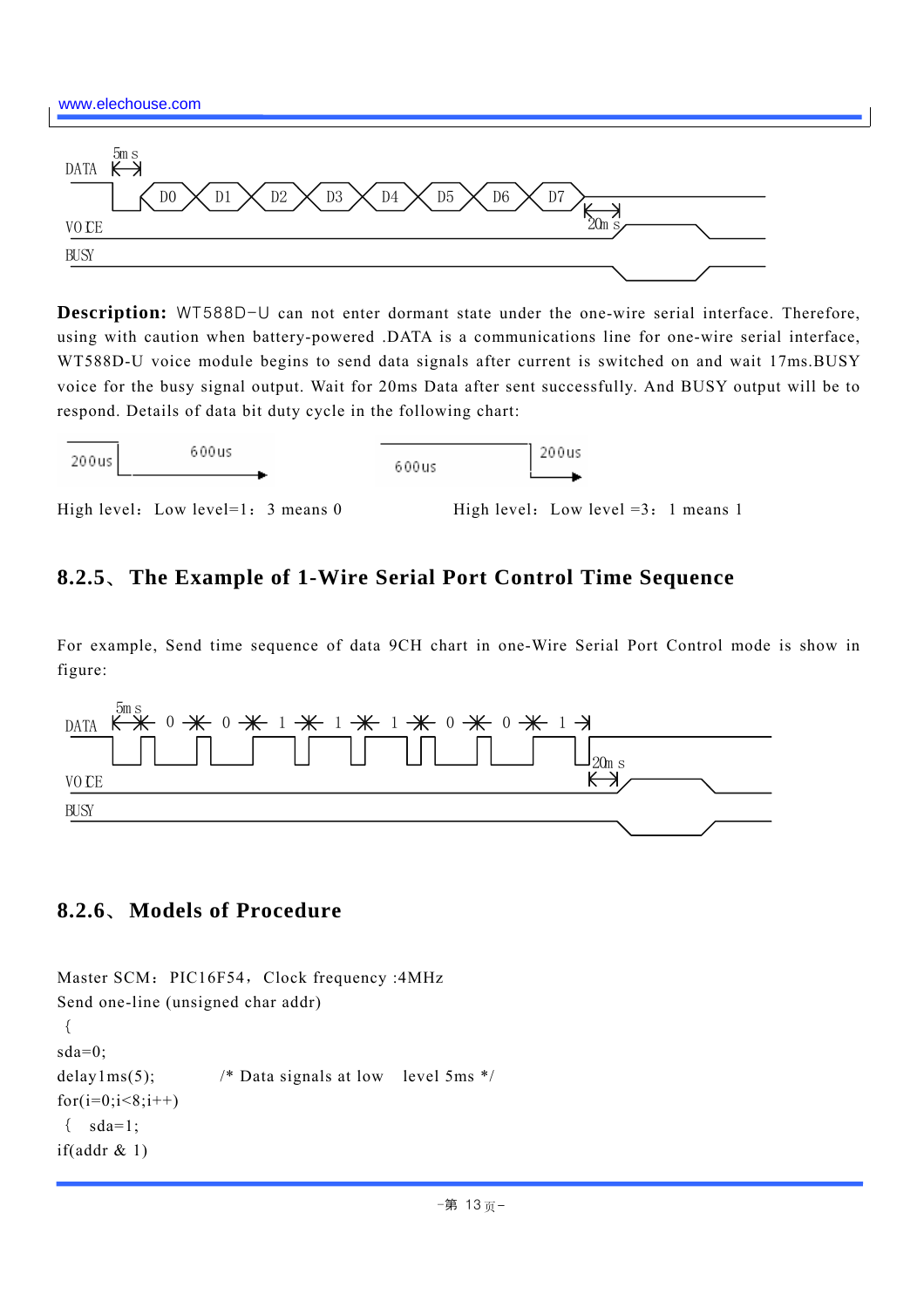DATA
5ms
D0 D1 D2 D3 D4 D5 D6 D7
20ms
VOICE
BUSY

**Description:** WT588D-U can not enter dormant state under the one-wire serial interface. Therefore, using with caution when battery-powered .DATA is a communications line for one-wire serial interface, WT588D-U voice module begins to send data signals after current is switched on and wait 17ms.BUSY voice for the busy signal output. Wait for 20ms Data after sent successfully. And BUSY output will be to respond. Details of data bit duty cycle in the following chart:

200us
600us

High level：Low level=1：3 means 0

600us
200us

High level：Low level =3：1 means 1

## 8.2.5、 The Example of 1-Wire Serial Port Control Time Sequence

For example, Send time sequence of data 9CH chart in one-Wire Serial Port Control mode is show in figure:

DATA
5ms
0 0 1 1 1 0 0 1
20ms
VOICE
BUSY

## 8.2.6、 Models of Procedure

Master SCM：PIC16F54，Clock frequency :4MHz

```
Send one-line (unsigned char addr)
 {
sda=0;
delay1ms(5);          /* Data signals at low   level 5ms */
for(i=0;i<8;i++)
 {  sda=1;
if(addr & 1)
```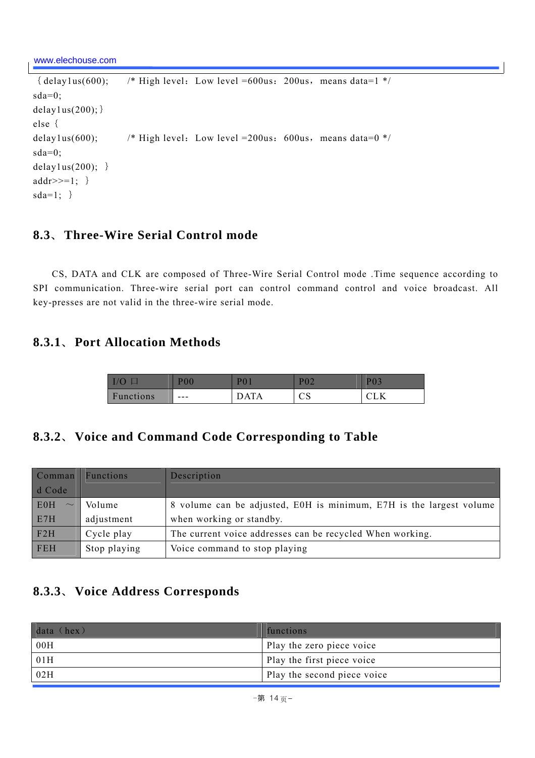```
{delay1us(600);      /* High level：Low level =600us：200us，means data=1 */
sda=0;
delay1us(200);}
else {
delay1us(600);       /* High level：Low level =200us：600us，means data=0 */
sda=0;
delay1us(200); }
addr>>=1; }
sda=1; }
```

## 8.3、Three-Wire Serial Control mode

CS, DATA and CLK are composed of Three-Wire Serial Control mode .Time sequence according to SPI communication. Three-wire serial port can control command control and voice broadcast. All key-presses are not valid in the three-wire serial mode.

### 8.3.1、Port Allocation Methods

| I/O 口 | P00 | P01 | P02 | P03 |
|---|---|---|---|---|
| Functions | --- | DATA | CS | CLK |

### 8.3.2、Voice and Command Code Corresponding to Table

| Command Code | Functions | Description |
|---|---|---|
| E0H ～ E7H | Volume adjustment | 8 volume can be adjusted, E0H is minimum, E7H is the largest volume when working or standby. |
| F2H | Cycle play | The current voice addresses can be recycled When working. |
| FEH | Stop playing | Voice command to stop playing |

### 8.3.3、Voice Address Corresponds

| data（hex） | functions |
|---|---|
| 00H | Play the zero piece voice |
| 01H | Play the first piece voice |
| 02H | Play the second piece voice |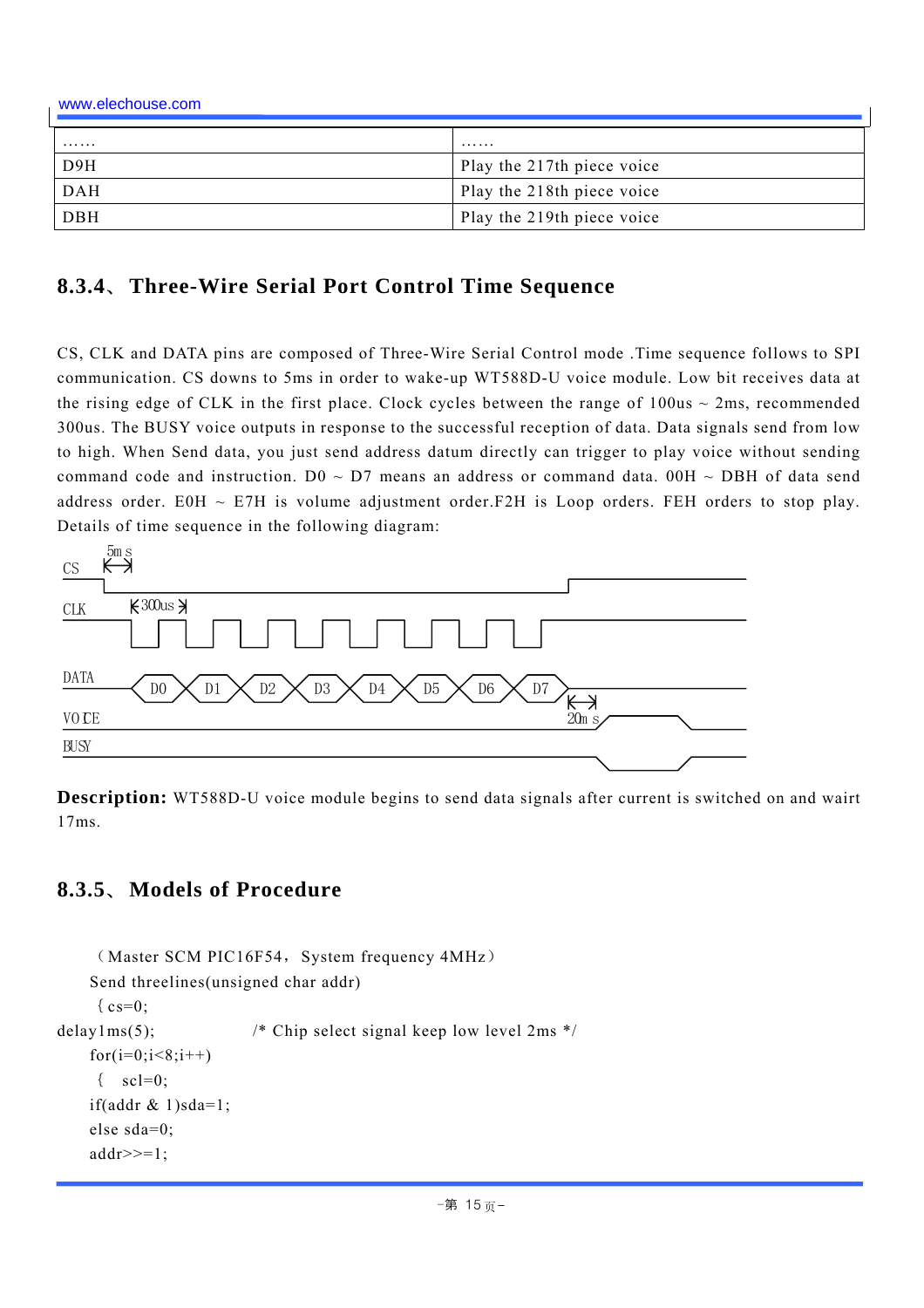| | |
|---|---|
| …… | …… |
| D9H | Play the 217th piece voice |
| DAH | Play the 218th piece voice |
| DBH | Play the 219th piece voice |

### 8.3.4、Three-Wire Serial Port Control Time Sequence

CS, CLK and DATA pins are composed of Three-Wire Serial Control mode .Time sequence follows to SPI communication. CS downs to 5ms in order to wake-up WT588D-U voice module. Low bit receives data at the rising edge of CLK in the first place. Clock cycles between the range of 100us ~ 2ms, recommended 300us. The BUSY voice outputs in response to the successful reception of data. Data signals send from low to high. When Send data, you just send address datum directly can trigger to play voice without sending command code and instruction. D0 ~ D7 means an address or command data. 00H ~ DBH of data send address order. E0H ~ E7H is volume adjustment order.F2H is Loop orders. FEH orders to stop play. Details of time sequence in the following diagram:

5ms
CS
CLK
300us
DATA
D0 D1 D2 D3 D4 D5 D6 D7
20ms
VOICE
BUSY

**Description:** WT588D-U voice module begins to send data signals after current is switched on and wairt 17ms.

### 8.3.5、Models of Procedure

```
（Master SCM PIC16F54，System frequency 4MHz）
Send threelines(unsigned char addr)
{ cs=0;
delay1ms(5);              /* Chip select signal keep low level 2ms */
for(i=0;i<8;i++)
{   scl=0;
if(addr & 1)sda=1;
else sda=0;
addr>>=1;
```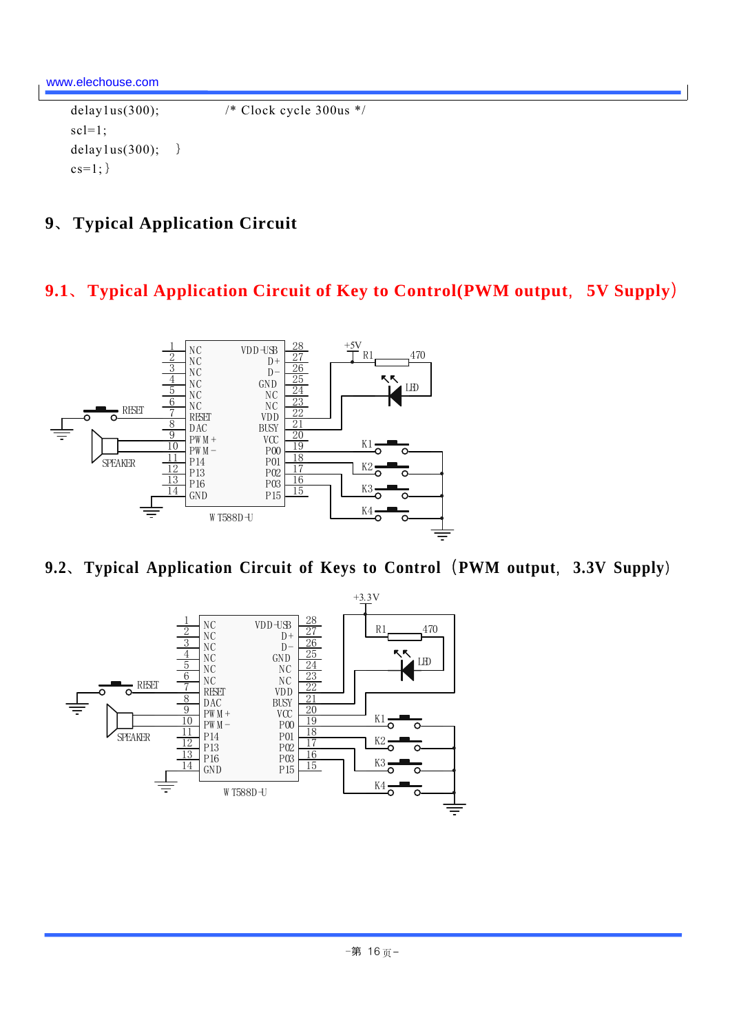```
delay1us(300);            /* Clock cycle 300us */
scl=1;
delay1us(300);    }
cs=1;}
```

# 9、 Typical Application Circuit

## 9.1、 Typical Application Circuit of Key to Control(PWM output, 5V Supply)

1 NC
2 NC
3 NC
4 NC
5 NC
6 NC
7 RESET
8 DAC
9 PWM+
10 PWM-
11 P14
12 P13
13 P16
14 GND

28 VDD-USB
27 D+
26 D-
25 GND
24 NC
23 NC
22 VDD
21 BUSY
20 VCC
19 P00
18 P01
17 P02
16 P03
15 P15

WT588D-U

RESET
SPEAKER
+5V
R1
470
LED
K1
K2
K3
K4

## 9.2、 Typical Application Circuit of Keys to Control（PWM output, 3.3V Supply）

1 NC
2 NC
3 NC
4 NC
5 NC
6 NC
7 RESET
8 DAC
9 PWM+
10 PWM-
11 P14
12 P13
13 P16
14 GND

28 VDD-USB
27 D+
26 D-
25 GND
24 NC
23 NC
22 VDD
21 BUSY
20 VCC
19 P00
18 P01
17 P02
16 P03
15 P15

WT588D-U

RESET
SPEAKER
+3.3V
R1
470
LED
K1
K2
K3
K4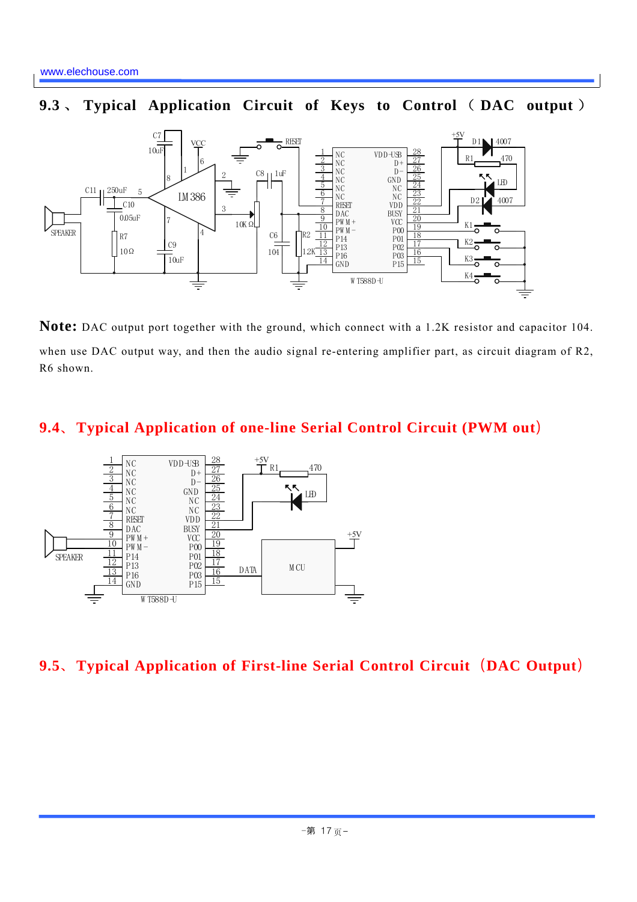## 9.3、Typical Application Circuit of Keys to Control（DAC output）

C7
10uF
VCC
RESET
+5V
D1
4007
1
2
3
4
5
6
7
8
9
10
11
12
13
14
NC
NC
NC
NC
NC
NC
RESET
DAC
PWM+
PWM−
P14
P13
P16
GND
VDD-USB
D+
D−
GND
NC
NC
VDD
BUSY
VCC
P00
P01
P02
P03
P15
28
27
26
25
24
23
22
21
20
19
18
17
16
15
R1
470
LED
D2
4007
K1
K2
K3
K4
6
1
8
2
C8
1uF
C11
250uF
5
LM386
C10
0.05uF
3
SPEAKER
7
4
10K Ω
C6
104
R2
1.2K
R7
10Ω
C9
10uF
WT588D-U

**Note:** DAC output port together with the ground, which connect with a 1.2K resistor and capacitor 104. when use DAC output way, and then the audio signal re-entering amplifier part, as circuit diagram of R2, R6 shown.

## 9.4、Typical Application of one-line Serial Control Circuit (PWM out)

1
2
3
4
5
6
7
8
9
10
11
12
13
14
NC
NC
NC
NC
NC
NC
RESET
DAC
PWM+
PWM−
P14
P13
P16
GND
VDD-USB
D+
D−
GND
NC
NC
VDD
BUSY
VCC
P00
P01
P02
P03
P15
28
27
26
25
24
23
22
21
20
19
18
17
16
15
+5V
R1
470
LED
SPEAKER
+5V
DATA
MCU
WT588D-U

## 9.5、Typical Application of First-line Serial Control Circuit（DAC Output）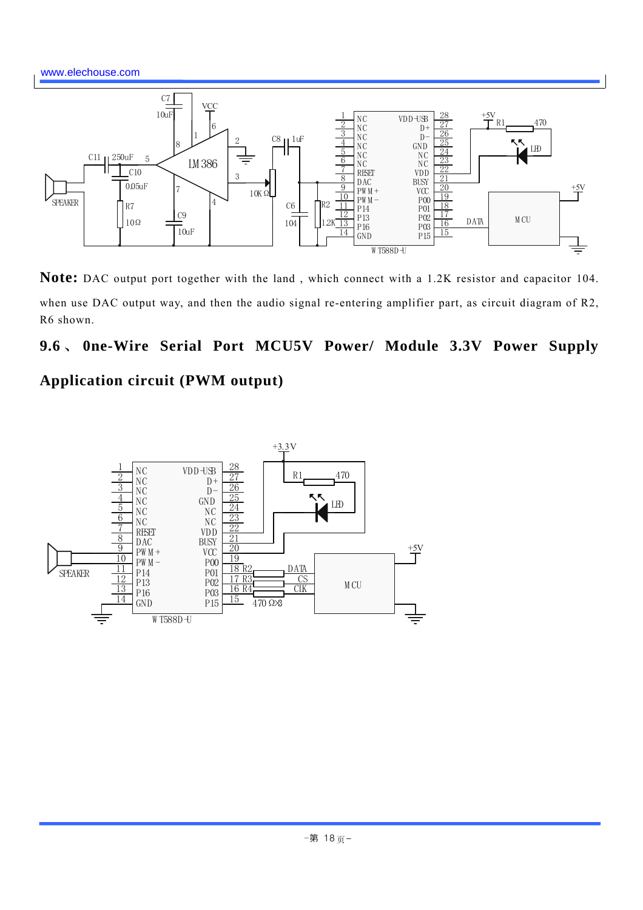**Note:** DAC output port together with the land , which connect with a 1.2K resistor and capacitor 104. when use DAC output way, and then the audio signal re-entering amplifier part, as circuit diagram of R2, R6 shown.

## 9.6、0ne-Wire Serial Port MCU5V Power/ Module 3.3V Power Supply Application circuit (PWM output)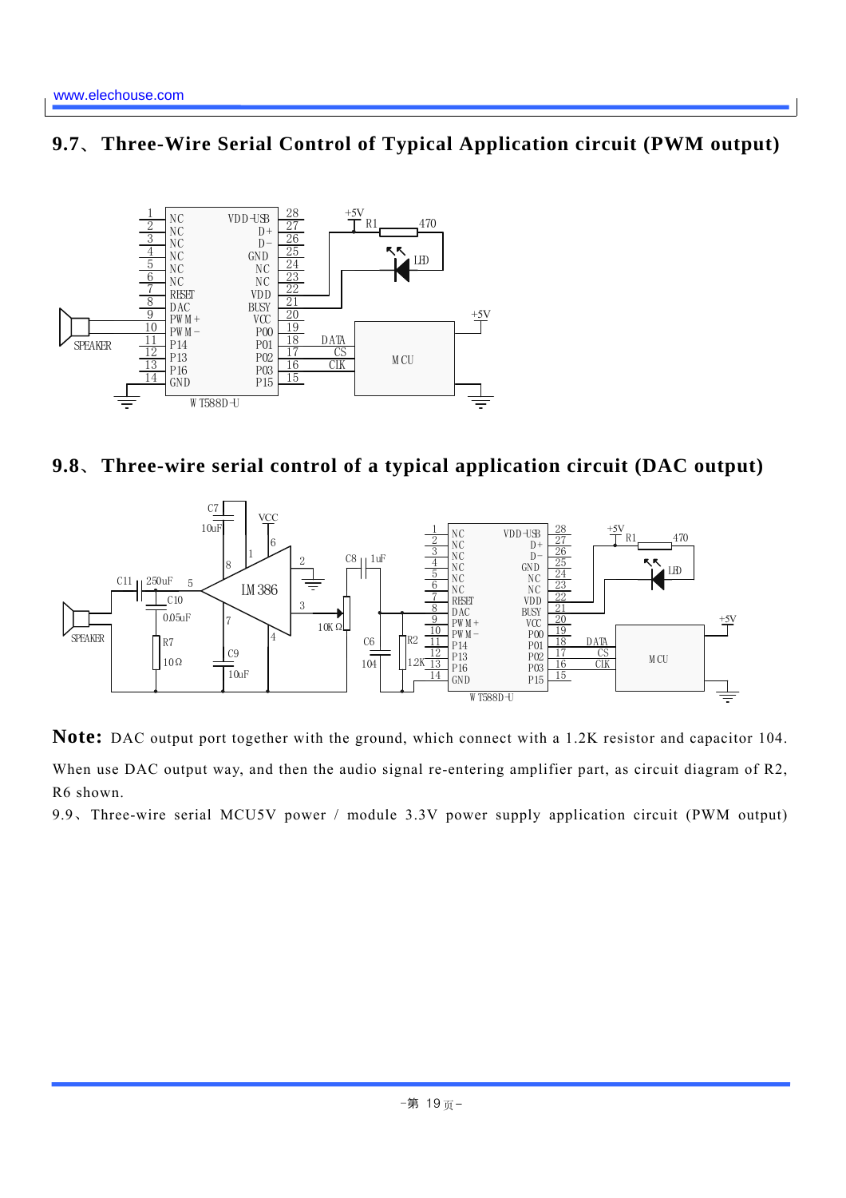## 9.7、 Three-Wire Serial Control of Typical Application circuit (PWM output)

## 9.8、 Three-wire serial control of a typical application circuit (DAC output)

**Note:** DAC output port together with the ground, which connect with a 1.2K resistor and capacitor 104.

When use DAC output way, and then the audio signal re-entering amplifier part, as circuit diagram of R2, R6 shown.

9.9、Three-wire serial MCU5V power / module 3.3V power supply application circuit (PWM output)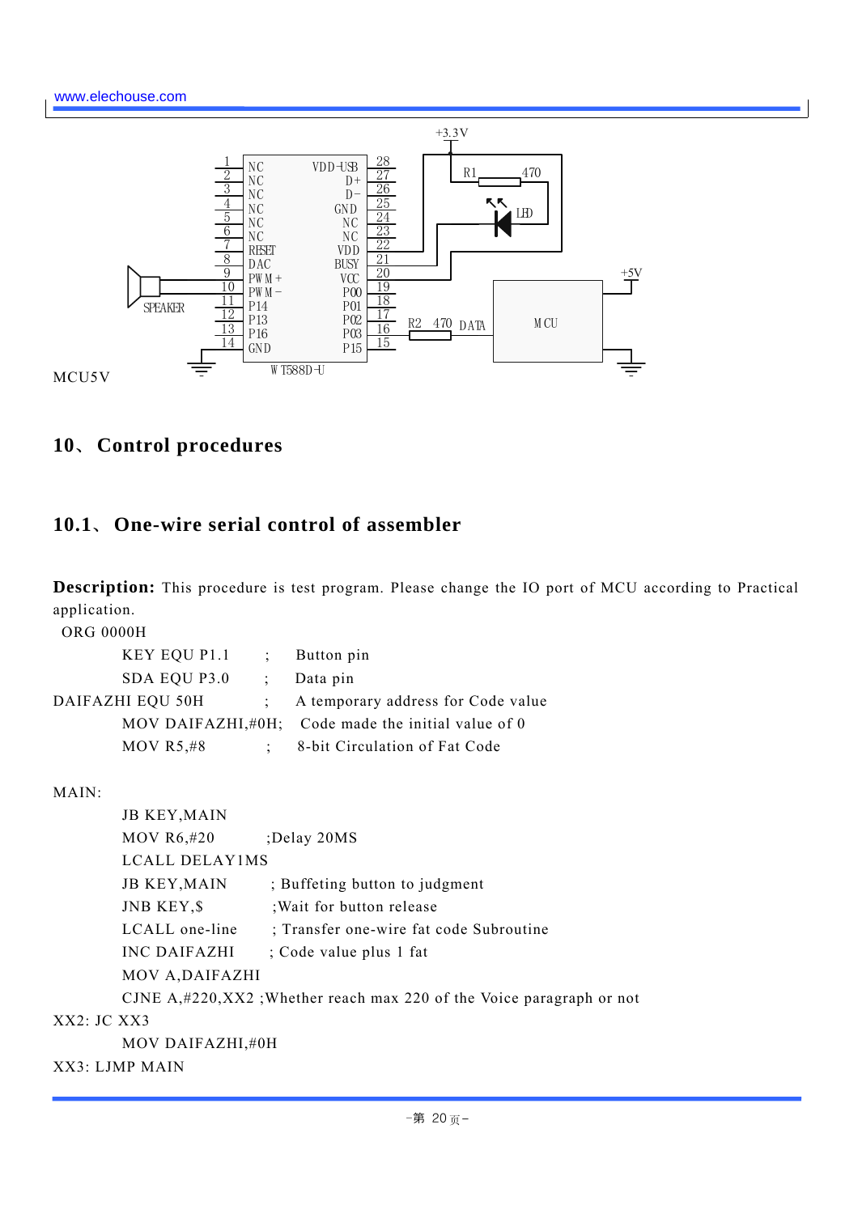+3.3V

R1 470

LED

+5V

1 NC
2 NC
3 NC
4 NC
5 NC
6 NC
7 RESET
8 DAC
9 PWM+
10 PWM−
11 P14
12 P13
13 P16
14 GND

28 VDD-USB
27 D+
26 D−
25 GND
24 NC
23 NC
22 VDD
21 BUSY
20 VCC
19 P00
18 P01
17 P02
16 P03
15 P15

SPEAKER

R2 470 DATA

MCU

WT588D-U

MCU5V

## 10、Control procedures

### 10.1、One-wire serial control of assembler

**Description:** This procedure is test program. Please change the IO port of MCU according to Practical application.

```
 ORG 0000H
        KEY EQU P1.1       ;    Button pin
        SDA EQU P3.0       ;    Data pin
DAIFAZHI EQU 50H           ;    A temporary address for Code value
        MOV DAIFAZHI,#0H;   Code made the initial value of 0
        MOV R5,#8          ;    8-bit Circulation of Fat Code

MAIN:
        JB KEY,MAIN
        MOV R6,#20         ;Delay 20MS
        LCALL DELAY1MS
        JB KEY,MAIN        ; Buffeting button to judgment
        JNB KEY,$          ;Wait for button release
        LCALL one-line     ; Transfer one-wire fat code Subroutine
        INC DAIFAZHI       ; Code value plus 1 fat
        MOV A,DAIFAZHI
        CJNE A,#220,XX2 ;Whether reach max 220 of the Voice paragraph or not
XX2: JC XX3
        MOV DAIFAZHI,#0H
XX3: LJMP MAIN
```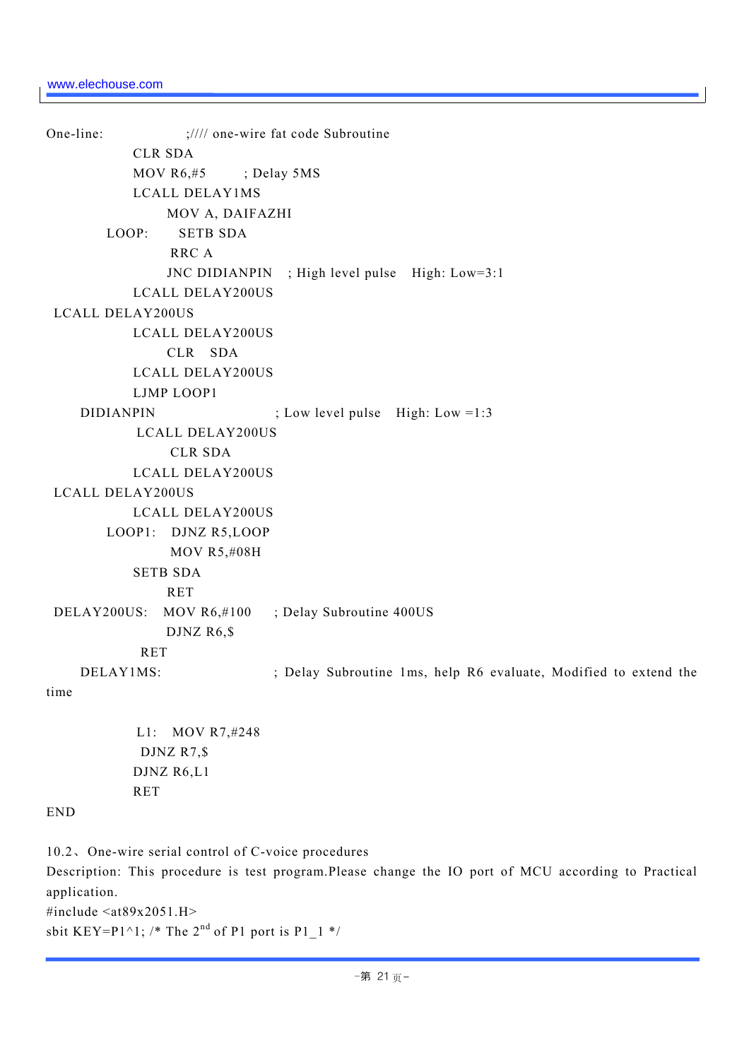```
One-line:              ;//// one-wire fat code Subroutine
            CLR SDA
            MOV R6,#5        ; Delay 5MS
            LCALL DELAY1MS
                 MOV A, DAIFAZHI
        LOOP:      SETB SDA
                 RRC A
                 JNC DIDIANPIN   ; High level pulse   High: Low=3:1
            LCALL DELAY200US
 LCALL DELAY200US
            LCALL DELAY200US
                 CLR   SDA
            LCALL DELAY200US
            LJMP LOOP1
     DIDIANPIN                   ; Low level pulse   High: Low =1:3
            LCALL DELAY200US
                 CLR SDA
            LCALL DELAY200US
 LCALL DELAY200US
            LCALL DELAY200US
        LOOP1:   DJNZ R5,LOOP
                 MOV R5,#08H
            SETB SDA
                 RET
 DELAY200US:   MOV R6,#100     ; Delay Subroutine 400US
                 DJNZ R6,$
             RET
     DELAY1MS:                  ; Delay Subroutine 1ms, help R6 evaluate, Modified to extend the time

            L1:   MOV R7,#248
             DJNZ R7,$
            DJNZ R6,L1
            RET
END
```

10.2、One-wire serial control of C-voice procedures

Description: This procedure is test program.Please change the IO port of MCU according to Practical application.

```
#include <at89x2051.H>
sbit KEY=P1^1; /* The 2nd of P1 port is P1_1 */
```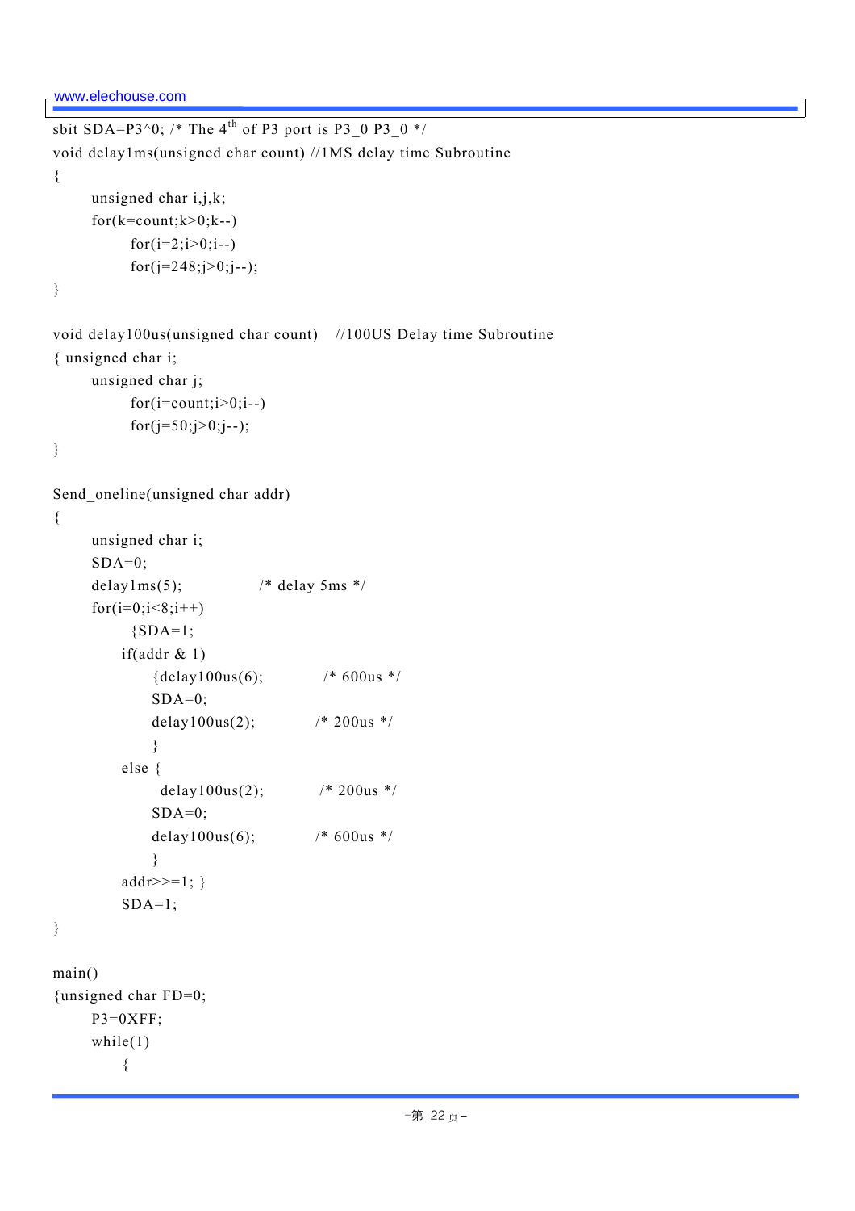```
sbit SDA=P3^0; /* The 4th of P3 port is P3_0 P3_0 */
void delay1ms(unsigned char count) //1MS delay time Subroutine
{
      unsigned char i,j,k;
      for(k=count;k>0;k--)
            for(i=2;i>0;i--)
            for(j=248;j>0;j--);
}

void delay100us(unsigned char count)    //100US Delay time Subroutine
{ unsigned char i;
      unsigned char j;
            for(i=count;i>0;i--)
            for(j=50;j>0;j--);
}

Send_oneline(unsigned char addr)
{
      unsigned char i;
      SDA=0;
      delay1ms(5);                /* delay 5ms */
      for(i=0;i<8;i++)
            {SDA=1;
          if(addr & 1)
               {delay100us(6);          /* 600us */
               SDA=0;
               delay100us(2);          /* 200us */
               }
          else {
                delay100us(2);          /* 200us */
               SDA=0;
               delay100us(6);          /* 600us */
               }
          addr>>=1; }
          SDA=1;
}

main()
{unsigned char FD=0;
      P3=0XFF;
      while(1)
          {
```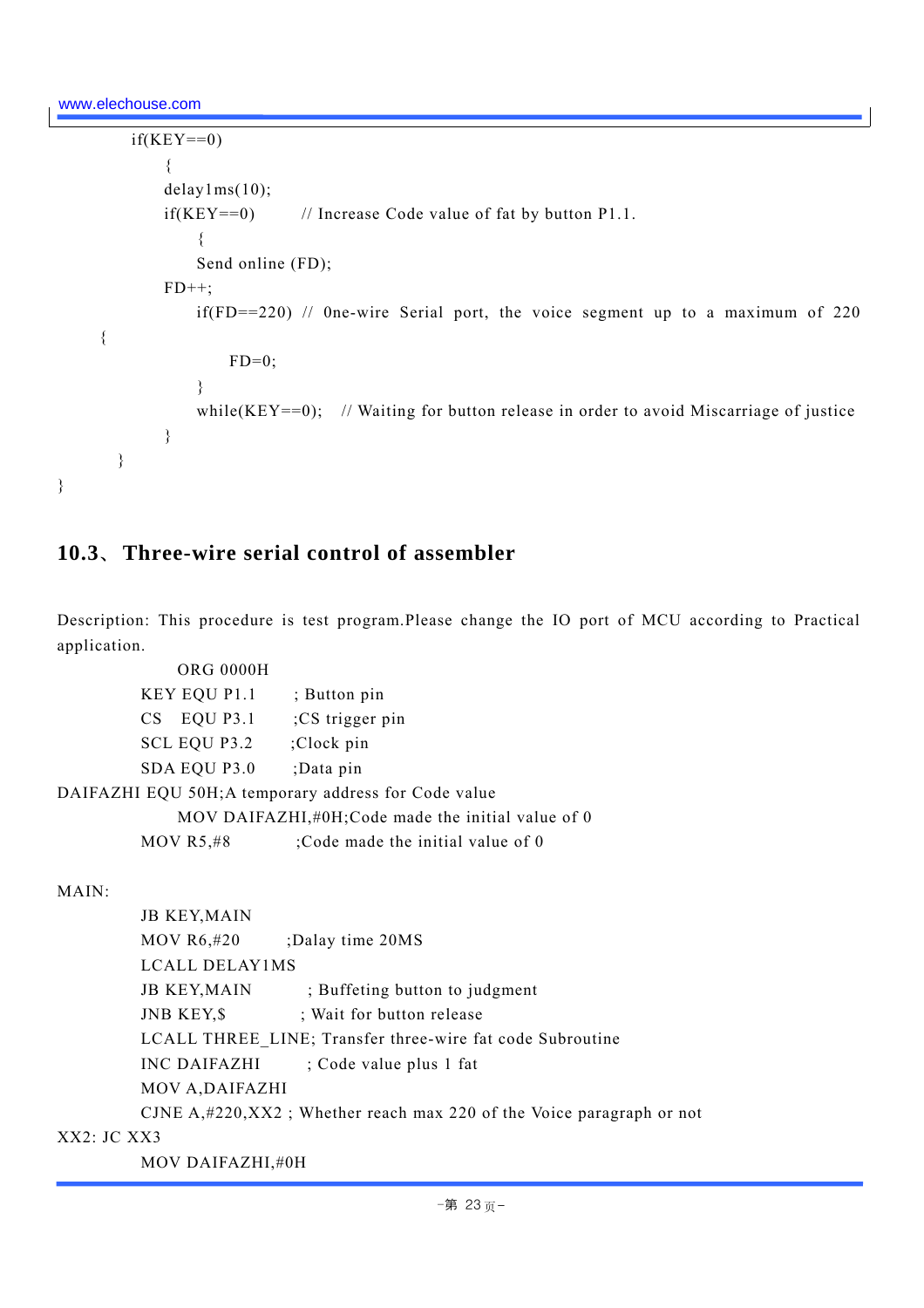```
            if(KEY==0)
                {
                delay1ms(10);
                if(KEY==0)          // Increase Code value of fat by button P1.1.
                    {
                    Send online (FD);
                FD++;
                    if(FD==220) // 0ne-wire Serial port, the voice segment up to a maximum of 220
      {
                        FD=0;
                    }
                    while(KEY==0);   // Waiting for button release in order to avoid Miscarriage of justice
                }
        }
}
```

## 10.3、Three-wire serial control of assembler

Description: This procedure is test program.Please change the IO port of MCU according to Practical application.

```
            ORG 0000H
        KEY EQU P1.1        ; Button pin
        CS   EQU P3.1       ;CS trigger pin
        SCL EQU P3.2        ;Clock pin
        SDA EQU P3.0        ;Data pin
DAIFAZHI EQU 50H;A temporary address for Code value
            MOV DAIFAZHI,#0H;Code made the initial value of 0
        MOV R5,#8           ;Code made the initial value of 0

MAIN:
        JB KEY,MAIN
        MOV R6,#20          ;Dalay time 20MS
        LCALL DELAY1MS
        JB KEY,MAIN         ; Buffeting button to judgment
        JNB KEY,$           ; Wait for button release
        LCALL THREE_LINE; Transfer three-wire fat code Subroutine
        INC DAIFAZHI        ; Code value plus 1 fat
        MOV A,DAIFAZHI
        CJNE A,#220,XX2 ; Whether reach max 220 of the Voice paragraph or not
XX2: JC XX3
        MOV DAIFAZHI,#0H
```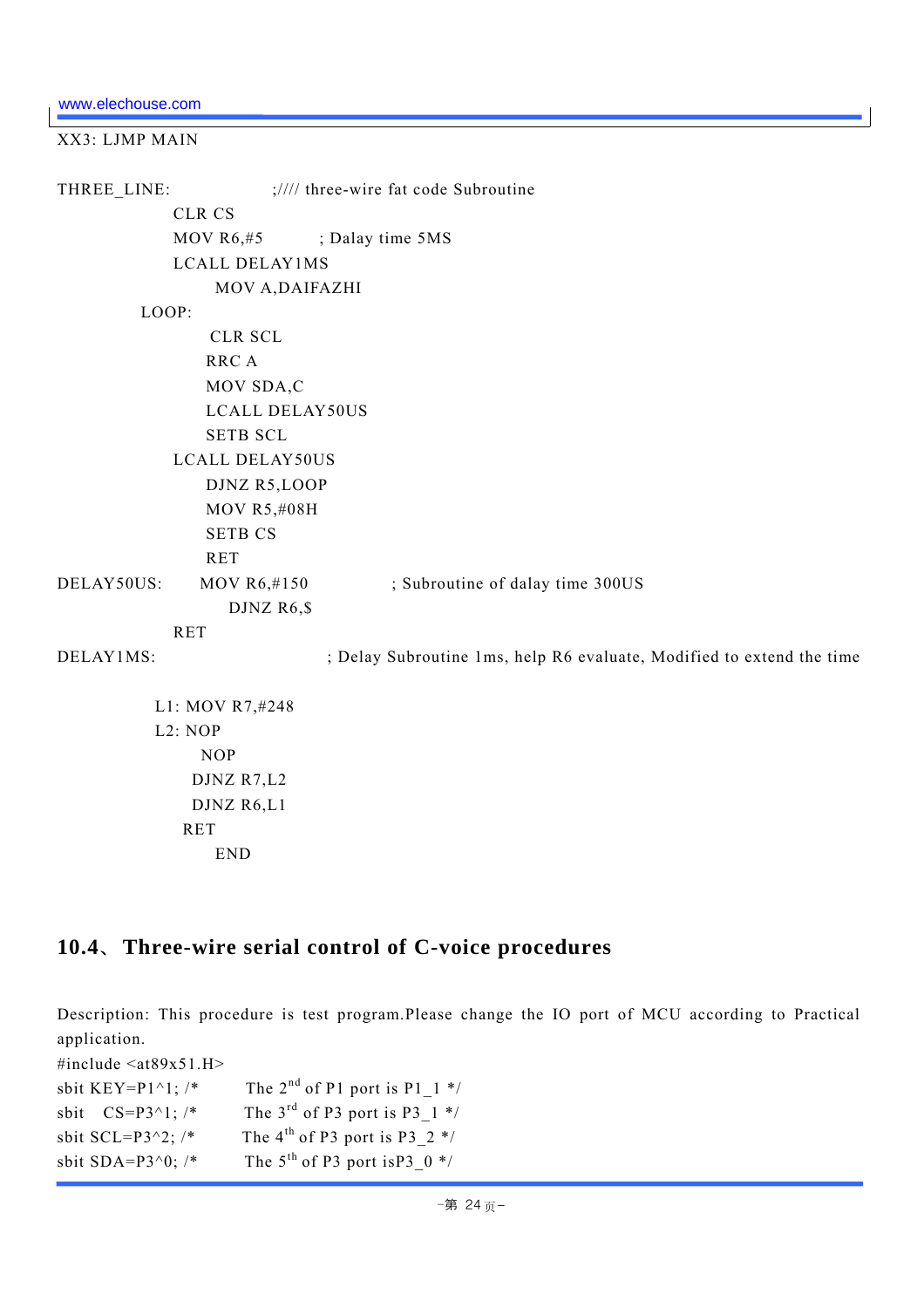```
XX3: LJMP MAIN

THREE_LINE:                  ;//// three-wire fat code Subroutine
            CLR CS
            MOV R6,#5        ; Dalay time 5MS
            LCALL DELAY1MS
                MOV A,DAIFAZHI
        LOOP:
                CLR SCL
                RRC A
                MOV SDA,C
                LCALL DELAY50US
                SETB SCL
            LCALL DELAY50US
                DJNZ R5,LOOP
                MOV R5,#08H
                SETB CS
                RET
DELAY50US:    MOV R6,#150          ; Subroutine of dalay time 300US
                DJNZ R6,$
            RET
DELAY1MS:                  ; Delay Subroutine 1ms, help R6 evaluate, Modified to extend the time

          L1: MOV R7,#248
          L2: NOP
              NOP
             DJNZ R7,L2
             DJNZ R6,L1
            RET
                END
```

## 10.4、Three-wire serial control of C-voice procedures

Description: This procedure is test program.Please change the IO port of MCU according to Practical application.

```
#include <at89x51.H>
sbit KEY=P1^1; /*     The 2nd of P1 port is P1_1 */
sbit   CS=P3^1; /*    The 3rd of P3 port is P3_1 */
sbit SCL=P3^2; /*     The 4th of P3 port is P3_2 */
sbit SDA=P3^0; /*     The 5th of P3 port isP3_0 */
```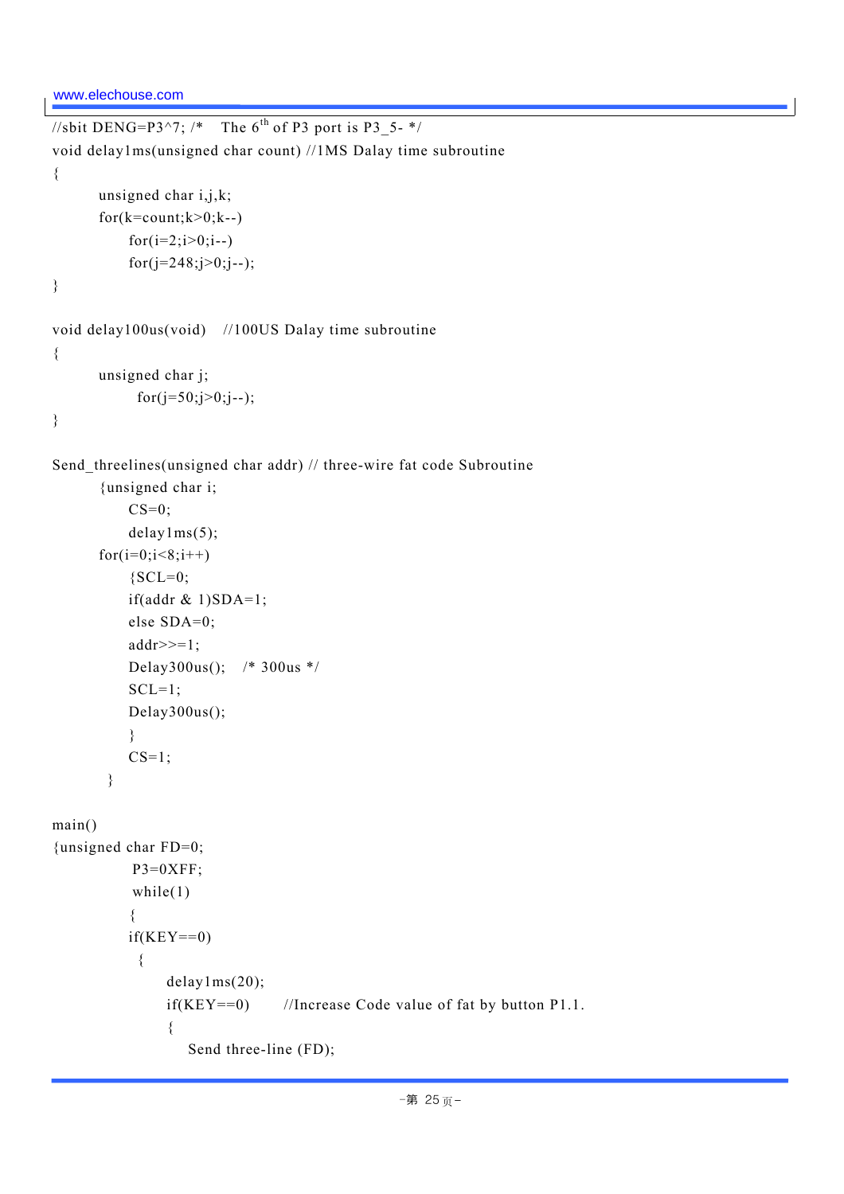```
//sbit DENG=P3^7; /*   The 6th of P3 port is P3_5- */
void delay1ms(unsigned char count) //1MS Dalay time subroutine
{
        unsigned char i,j,k;
        for(k=count;k>0;k--)
             for(i=2;i>0;i--)
             for(j=248;j>0;j--);
}

void delay100us(void)   //100US Dalay time subroutine
{
        unsigned char j;
               for(j=50;j>0;j--);
}

Send_threelines(unsigned char addr) // three-wire fat code Subroutine
        {unsigned char i;
             CS=0;
             delay1ms(5);
        for(i=0;i<8;i++)
             {SCL=0;
             if(addr & 1)SDA=1;
             else SDA=0;
             addr>>=1;
             Delay300us();   /* 300us */
             SCL=1;
             Delay300us();
             }
             CS=1;
         }

main()
{unsigned char FD=0;
              P3=0XFF;
              while(1)
             {
             if(KEY==0)
               {
                    delay1ms(20);
                    if(KEY==0)      //Increase Code value of fat by button P1.1.
                    {
                        Send three-line (FD);
```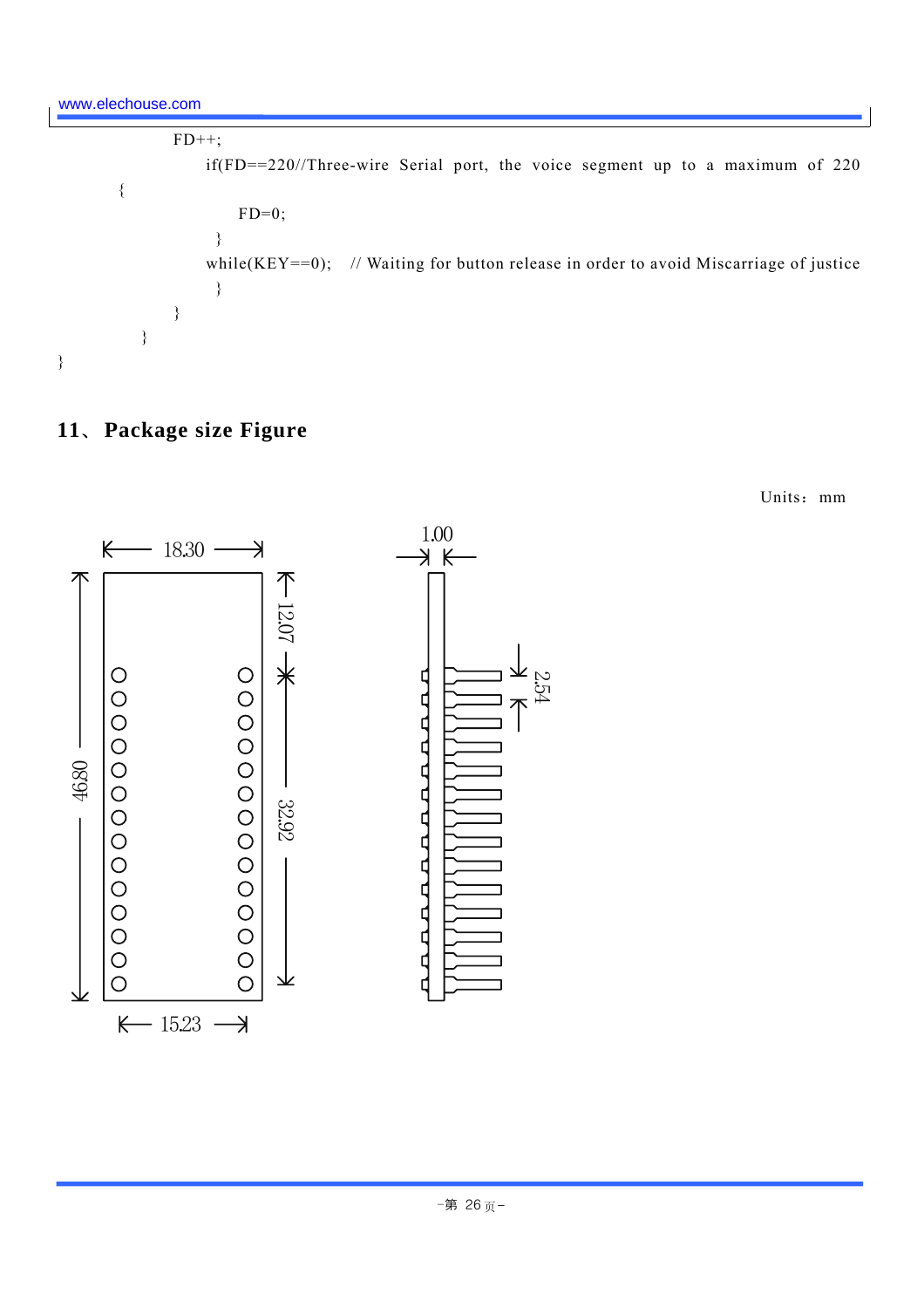```
            FD++;
                if(FD==220//Three-wire Serial port, the voice segment up to a maximum of 220
    {
                    FD=0;
                }
                while(KEY==0);   // Waiting for button release in order to avoid Miscarriage of justice
                }
            }
        }
}
```

## 11、Package size Figure

Units：mm

18.30

46.80

12.07

32.92

15.23

1.00

2.54